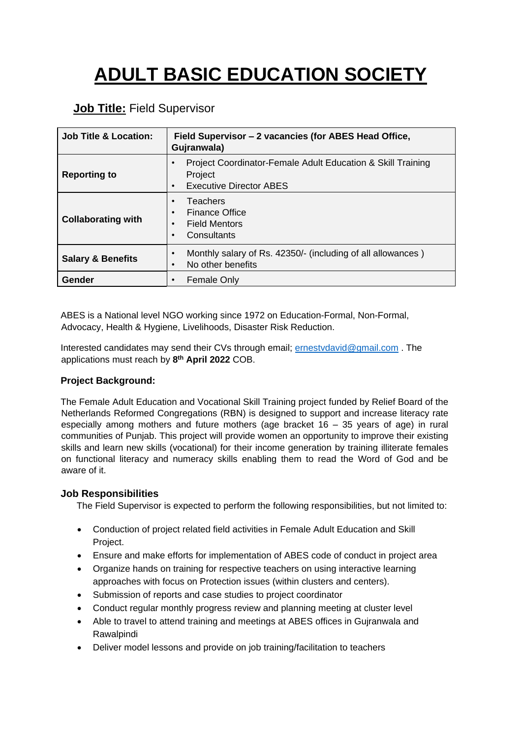# ADULT BASIC EDUCATION SOCIETY

**Job Title:** Field Supervisor

| **Job Title & Location:** | **Field Supervisor – 2 vacancies (for ABES Head Office, Gujranwala)** |
|---|---|
| **Reporting to** | • Project Coordinator-Female Adult Education & Skill Training Project<br>• Executive Director ABES |
| **Collaborating with** | • Teachers<br>• Finance Office<br>• Field Mentors<br>• Consultants |
| **Salary & Benefits** | • Monthly salary of Rs. 42350/- (including of all allowances )<br>• No other benefits |
| **Gender** | • Female Only |

ABES is a National level NGO working since 1972 on Education-Formal, Non-Formal, Advocacy, Health & Hygiene, Livelihoods, Disaster Risk Reduction.

Interested candidates may send their CVs through email; ernestvdavid@gmail.com . The applications must reach by **8th April 2022** COB.

**Project Background:**

The Female Adult Education and Vocational Skill Training project funded by Relief Board of the Netherlands Reformed Congregations (RBN) is designed to support and increase literacy rate especially among mothers and future mothers (age bracket 16 – 35 years of age) in rural communities of Punjab. This project will provide women an opportunity to improve their existing skills and learn new skills (vocational) for their income generation by training illiterate females on functional literacy and numeracy skills enabling them to read the Word of God and be aware of it.

**Job Responsibilities**

The Field Supervisor is expected to perform the following responsibilities, but not limited to:

- Conduction of project related field activities in Female Adult Education and Skill Project.
- Ensure and make efforts for implementation of ABES code of conduct in project area
- Organize hands on training for respective teachers on using interactive learning approaches with focus on Protection issues (within clusters and centers).
- Submission of reports and case studies to project coordinator
- Conduct regular monthly progress review and planning meeting at cluster level
- Able to travel to attend training and meetings at ABES offices in Gujranwala and Rawalpindi
- Deliver model lessons and provide on job training/facilitation to teachers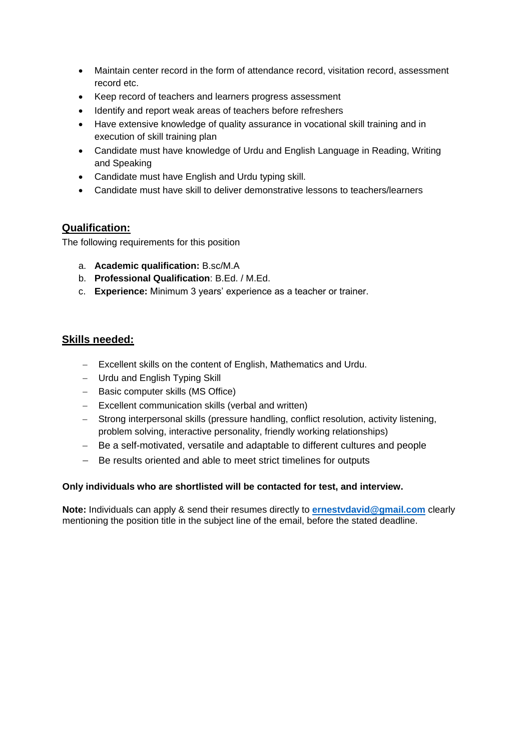- Maintain center record in the form of attendance record, visitation record, assessment record etc.
- Keep record of teachers and learners progress assessment
- Identify and report weak areas of teachers before refreshers
- Have extensive knowledge of quality assurance in vocational skill training and in execution of skill training plan
- Candidate must have knowledge of Urdu and English Language in Reading, Writing and Speaking
- Candidate must have English and Urdu typing skill.
- Candidate must have skill to deliver demonstrative lessons to teachers/learners

## Qualification:

The following requirements for this position

a. **Academic qualification:** B.sc/M.A
b. **Professional Qualification**: B.Ed. / M.Ed.
c. **Experience:** Minimum 3 years' experience as a teacher or trainer.

## Skills needed:

- Excellent skills on the content of English, Mathematics and Urdu.
- Urdu and English Typing Skill
- Basic computer skills (MS Office)
- Excellent communication skills (verbal and written)
- Strong interpersonal skills (pressure handling, conflict resolution, activity listening, problem solving, interactive personality, friendly working relationships)
- Be a self-motivated, versatile and adaptable to different cultures and people
- Be results oriented and able to meet strict timelines for outputs

**Only individuals who are shortlisted will be contacted for test, and interview.**

**Note:** Individuals can apply & send their resumes directly to **ernestvdavid@gmail.com** clearly mentioning the position title in the subject line of the email, before the stated deadline.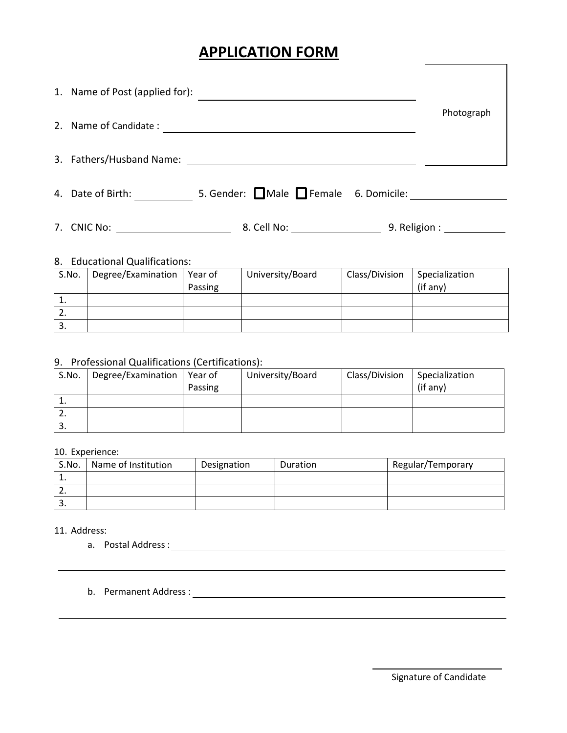# APPLICATION FORM

Photograph

1. Name of Post (applied for): ______________________________

2. Name of Candidate : ______________________________

3. Fathers/Husband Name: ______________________________

4. Date of Birth: __________ 5. Gender: ☐ Male ☐ Female 6. Domicile: __________

7. CNIC No: __________ 8. Cell No: __________ 9. Religion : __________

8. Educational Qualifications:

| S.No. | Degree/Examination | Year of Passing | University/Board | Class/Division | Specialization (if any) |
|---|---|---|---|---|---|
| 1. | | | | | |
| 2. | | | | | |
| 3. | | | | | |

9. Professional Qualifications (Certifications):

| S.No. | Degree/Examination | Year of Passing | University/Board | Class/Division | Specialization (if any) |
|---|---|---|---|---|---|
| 1. | | | | | |
| 2. | | | | | |
| 3. | | | | | |

10. Experience:

| S.No. | Name of Institution | Designation | Duration | Regular/Temporary |
|---|---|---|---|---|
| 1. | | | | |
| 2. | | | | |
| 3. | | | | |

11. Address:

a. Postal Address : ______________________________

______________________________

b. Permanent Address : ______________________________

______________________________

______________________________

Signature of Candidate